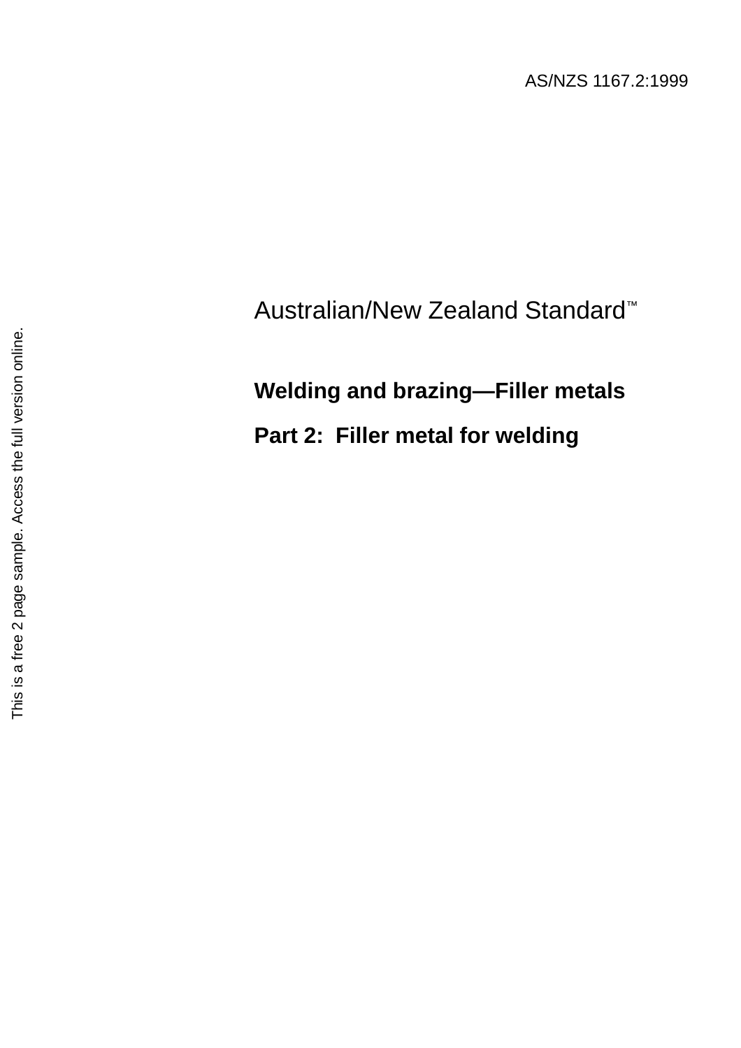AS/NZS 1167.2:1999

Australian/New Zealand Standard™

# Welding and brazing—Filler metals

## Part 2: Filler metal for welding

This is a free 2 page sample. Access the full version online.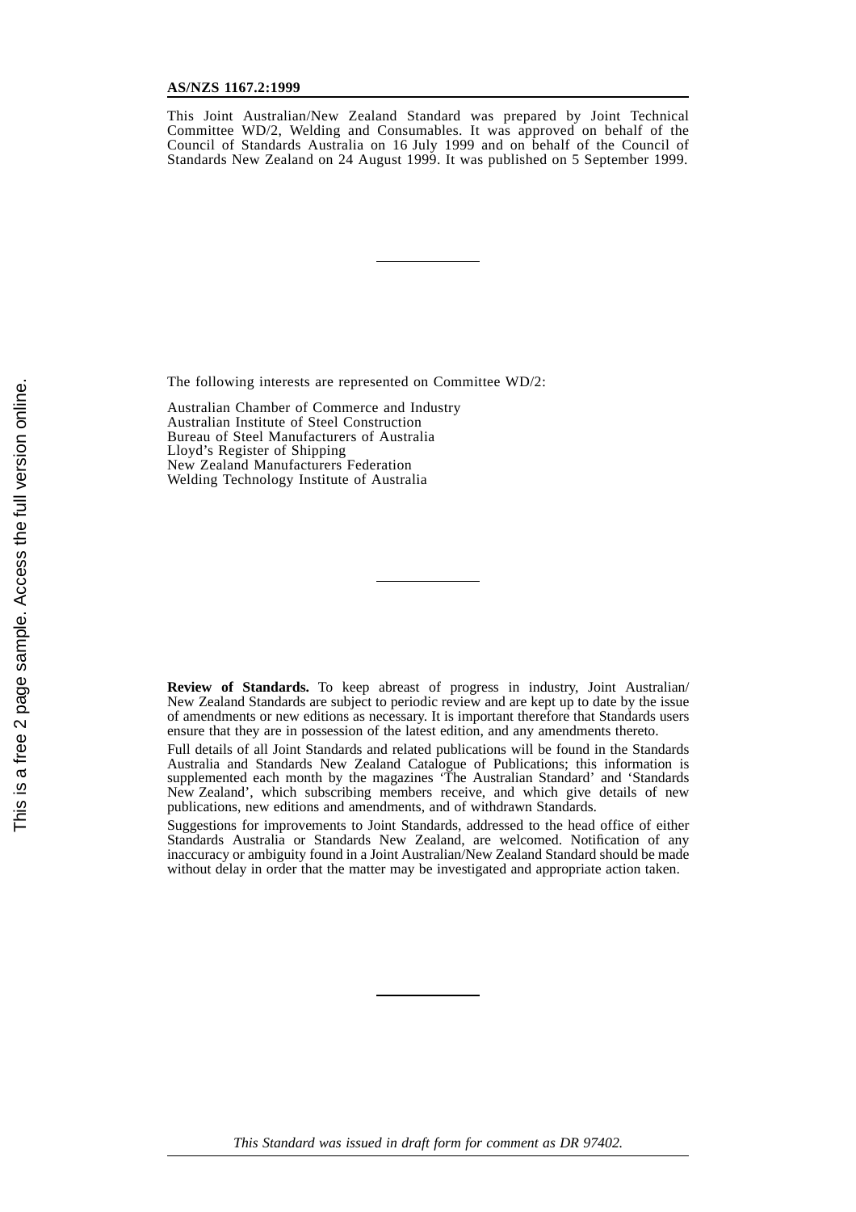**AS/NZS 1167.2:1999**

This Joint Australian/New Zealand Standard was prepared by Joint Technical Committee WD/2, Welding and Consumables. It was approved on behalf of the Council of Standards Australia on 16 July 1999 and on behalf of the Council of Standards New Zealand on 24 August 1999. It was published on 5 September 1999.

---

The following interests are represented on Committee WD/2:

Australian Chamber of Commerce and Industry
Australian Institute of Steel Construction
Bureau of Steel Manufacturers of Australia
Lloyd's Register of Shipping
New Zealand Manufacturers Federation
Welding Technology Institute of Australia

---

**Review of Standards.** To keep abreast of progress in industry, Joint Australian/New Zealand Standards are subject to periodic review and are kept up to date by the issue of amendments or new editions as necessary. It is important therefore that Standards users ensure that they are in possession of the latest edition, and any amendments thereto.

Full details of all Joint Standards and related publications will be found in the Standards Australia and Standards New Zealand Catalogue of Publications; this information is supplemented each month by the magazines 'The Australian Standard' and 'Standards New Zealand', which subscribing members receive, and which give details of new publications, new editions and amendments, and of withdrawn Standards.

Suggestions for improvements to Joint Standards, addressed to the head office of either Standards Australia or Standards New Zealand, are welcomed. Notification of any inaccuracy or ambiguity found in a Joint Australian/New Zealand Standard should be made without delay in order that the matter may be investigated and appropriate action taken.

---

*This Standard was issued in draft form for comment as DR 97402.*